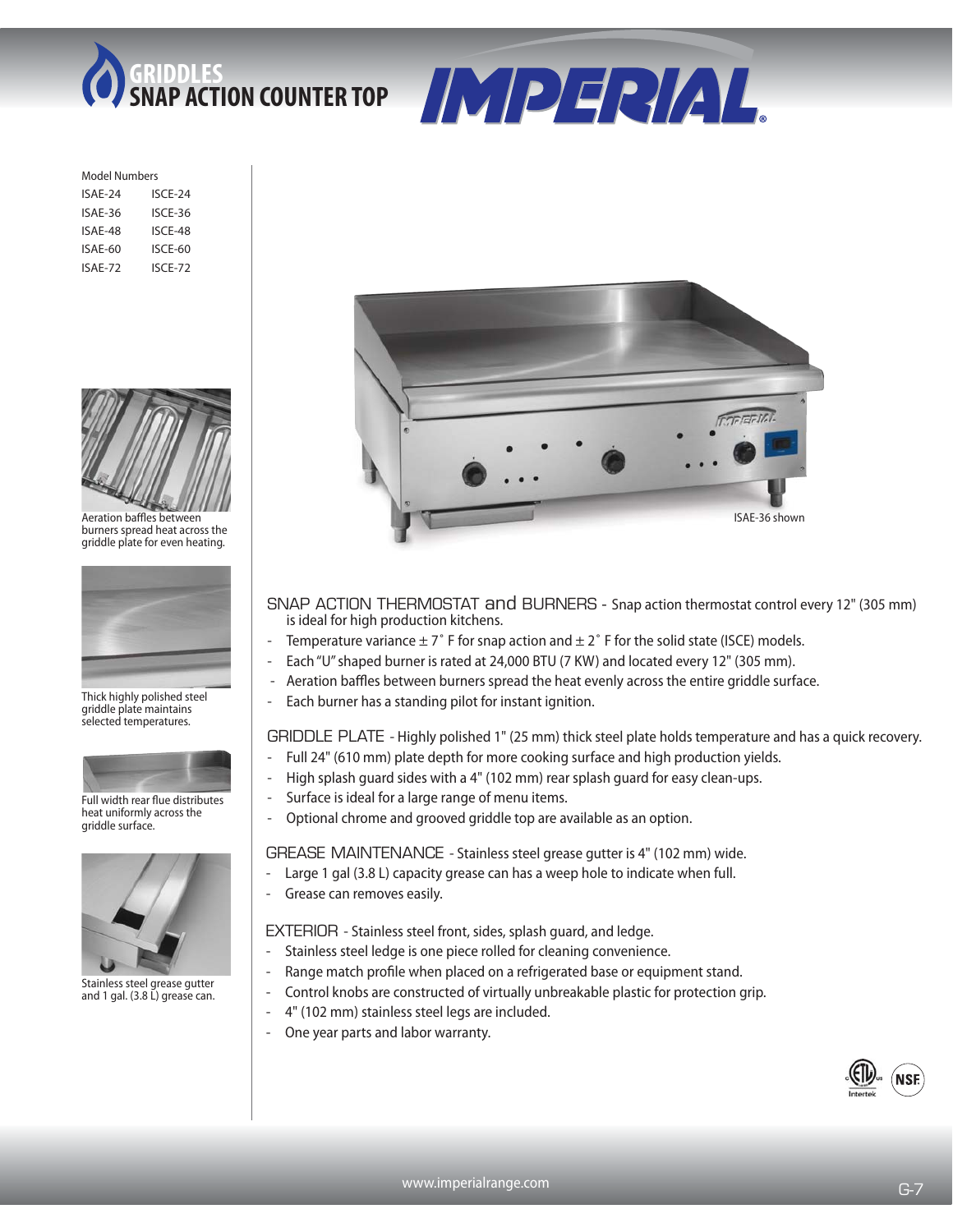# GRIDDLES
## SNAP ACTION COUNTER TOP

IMPERIAL®

Model Numbers

| | |
|---|---|
| ISAE-24 | ISCE-24 |
| ISAE-36 | ISCE-36 |
| ISAE-48 | ISCE-48 |
| ISAE-60 | ISCE-60 |
| ISAE-72 | ISCE-72 |

Aeration baffles between burners spread heat across the griddle plate for even heating.

Thick highly polished steel griddle plate maintains selected temperatures.

Full width rear flue distributes heat uniformly across the griddle surface.

Stainless steel grease gutter and 1 gal. (3.8 L) grease can.

ISAE-36 shown

SNAP ACTION THERMOSTAT and BURNERS - Snap action thermostat control every 12" (305 mm) is ideal for high production kitchens.

- Temperature variance ± 7˚ F for snap action and ± 2˚ F for the solid state (ISCE) models.
- Each "U" shaped burner is rated at 24,000 BTU (7 KW) and located every 12" (305 mm).
- Aeration baffles between burners spread the heat evenly across the entire griddle surface.
- Each burner has a standing pilot for instant ignition.

GRIDDLE PLATE - Highly polished 1" (25 mm) thick steel plate holds temperature and has a quick recovery.

- Full 24" (610 mm) plate depth for more cooking surface and high production yields.
- High splash guard sides with a 4" (102 mm) rear splash guard for easy clean-ups.
- Surface is ideal for a large range of menu items.
- Optional chrome and grooved griddle top are available as an option.

GREASE MAINTENANCE - Stainless steel grease gutter is 4" (102 mm) wide.

- Large 1 gal (3.8 L) capacity grease can has a weep hole to indicate when full.
- Grease can removes easily.

EXTERIOR - Stainless steel front, sides, splash guard, and ledge.

- Stainless steel ledge is one piece rolled for cleaning convenience.
- Range match profile when placed on a refrigerated base or equipment stand.
- Control knobs are constructed of virtually unbreakable plastic for protection grip.
- 4" (102 mm) stainless steel legs are included.
- One year parts and labor warranty.

www.imperialrange.com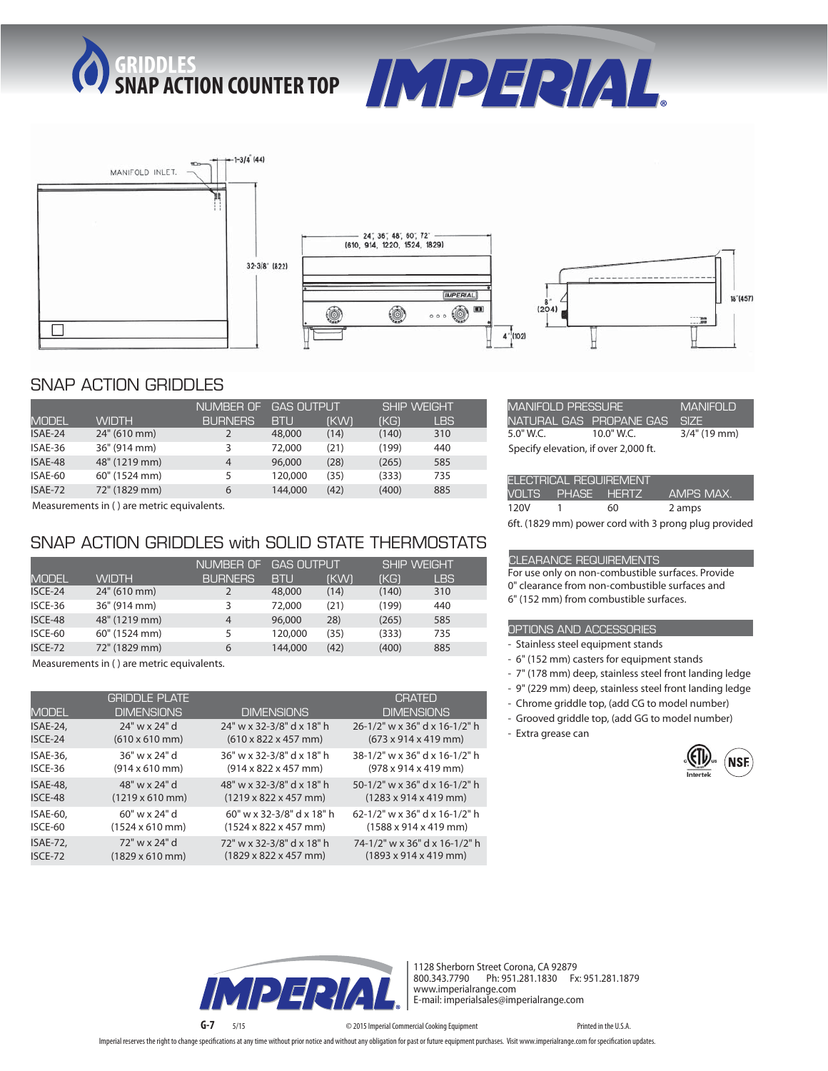# GRIDDLES
## SNAP ACTION COUNTER TOP

MANIFOLD INLET.

1-3/4" (44)

32-3/8" (822)

24", 36", 48", 60", 72"
(610, 914, 1220, 1524, 1829)

8" (204)

4" (102)

18" (457)

## SNAP ACTION GRIDDLES

| MODEL | WIDTH | NUMBER OF BURNERS | GAS OUTPUT BTU | (KW) | SHIP WEIGHT (KG) | LBS |
|---|---|---|---|---|---|---|
| ISAE-24 | 24" (610 mm) | 2 | 48,000 | (14) | (140) | 310 |
| ISAE-36 | 36" (914 mm) | 3 | 72,000 | (21) | (199) | 440 |
| ISAE-48 | 48" (1219 mm) | 4 | 96,000 | (28) | (265) | 585 |
| ISAE-60 | 60" (1524 mm) | 5 | 120,000 | (35) | (333) | 735 |
| ISAE-72 | 72" (1829 mm) | 6 | 144,000 | (42) | (400) | 885 |

Measurements in ( ) are metric equivalents.

## SNAP ACTION GRIDDLES with SOLID STATE THERMOSTATS

| MODEL | WIDTH | NUMBER OF BURNERS | GAS OUTPUT BTU | (KW) | SHIP WEIGHT (KG) | LBS |
|---|---|---|---|---|---|---|
| ISCE-24 | 24" (610 mm) | 2 | 48,000 | (14) | (140) | 310 |
| ISCE-36 | 36" (914 mm) | 3 | 72,000 | (21) | (199) | 440 |
| ISCE-48 | 48" (1219 mm) | 4 | 96,000 | 28) | (265) | 585 |
| ISCE-60 | 60" (1524 mm) | 5 | 120,000 | (35) | (333) | 735 |
| ISCE-72 | 72" (1829 mm) | 6 | 144,000 | (42) | (400) | 885 |

Measurements in ( ) are metric equivalents.

| MODEL | GRIDDLE PLATE DIMENSIONS | DIMENSIONS | CRATED DIMENSIONS |
|---|---|---|---|
| ISAE-24, ISCE-24 | 24" w x 24" d (610 x 610 mm) | 24" w x 32-3/8" d x 18" h (610 x 822 x 457 mm) | 26-1/2" w x 36" d x 16-1/2" h (673 x 914 x 419 mm) |
| ISAE-36, ISCE-36 | 36" w x 24" d (914 x 610 mm) | 36" w x 32-3/8" d x 18" h (914 x 822 x 457 mm) | 38-1/2" w x 36" d x 16-1/2" h (978 x 914 x 419 mm) |
| ISAE-48, ISCE-48 | 48" w x 24" d (1219 x 610 mm) | 48" w x 32-3/8" d x 18" h (1219 x 822 x 457 mm) | 50-1/2" w x 36" d x 16-1/2" h (1283 x 914 x 419 mm) |
| ISAE-60, ISCE-60 | 60" w x 24" d (1524 x 610 mm) | 60" w x 32-3/8" d x 18" h (1524 x 822 x 457 mm) | 62-1/2" w x 36" d x 16-1/2" h (1588 x 914 x 419 mm) |
| ISAE-72, ISCE-72 | 72" w x 24" d (1829 x 610 mm) | 72" w x 32-3/8" d x 18" h (1829 x 822 x 457 mm) | 74-1/2" w x 36" d x 16-1/2" h (1893 x 914 x 419 mm) |

| MANIFOLD PRESSURE NATURAL GAS | PROPANE GAS | MANIFOLD SIZE |
|---|---|---|
| 5.0" W.C. | 10.0" W.C. | 3/4" (19 mm) |

Specify elevation, if over 2,000 ft.

### ELECTRICAL REQUIREMENT

| VOLTS | PHASE | HERTZ | AMPS MAX. |
|---|---|---|---|
| 120V | 1 | 60 | 2 amps |

6ft. (1829 mm) power cord with 3 prong plug provided

### CLEARANCE REQUIREMENTS

For use only on non-combustible surfaces. Provide 0" clearance from non-combustible surfaces and 6" (152 mm) from combustible surfaces.

### OPTIONS AND ACCESSORIES

- Stainless steel equipment stands
- 6" (152 mm) casters for equipment stands
- 7" (178 mm) deep, stainless steel front landing ledge
- 9" (229 mm) deep, stainless steel front landing ledge
- Chrome griddle top, (add CG to model number)
- Grooved griddle top, (add GG to model number)
- Extra grease can

1128 Sherborn Street Corona, CA 92879
800.343.7790 Ph: 951.281.1830 Fx: 951.281.1879
www.imperialrange.com
E-mail: imperialsales@imperialrange.com

G-7 5/15 © 2015 Imperial Commercial Cooking Equipment Printed in the U.S.A.

Imperial reserves the right to change specifications at any time without prior notice and without any obligation for past or future equipment purchases. Visit www.imperialrange.com for specification updates.